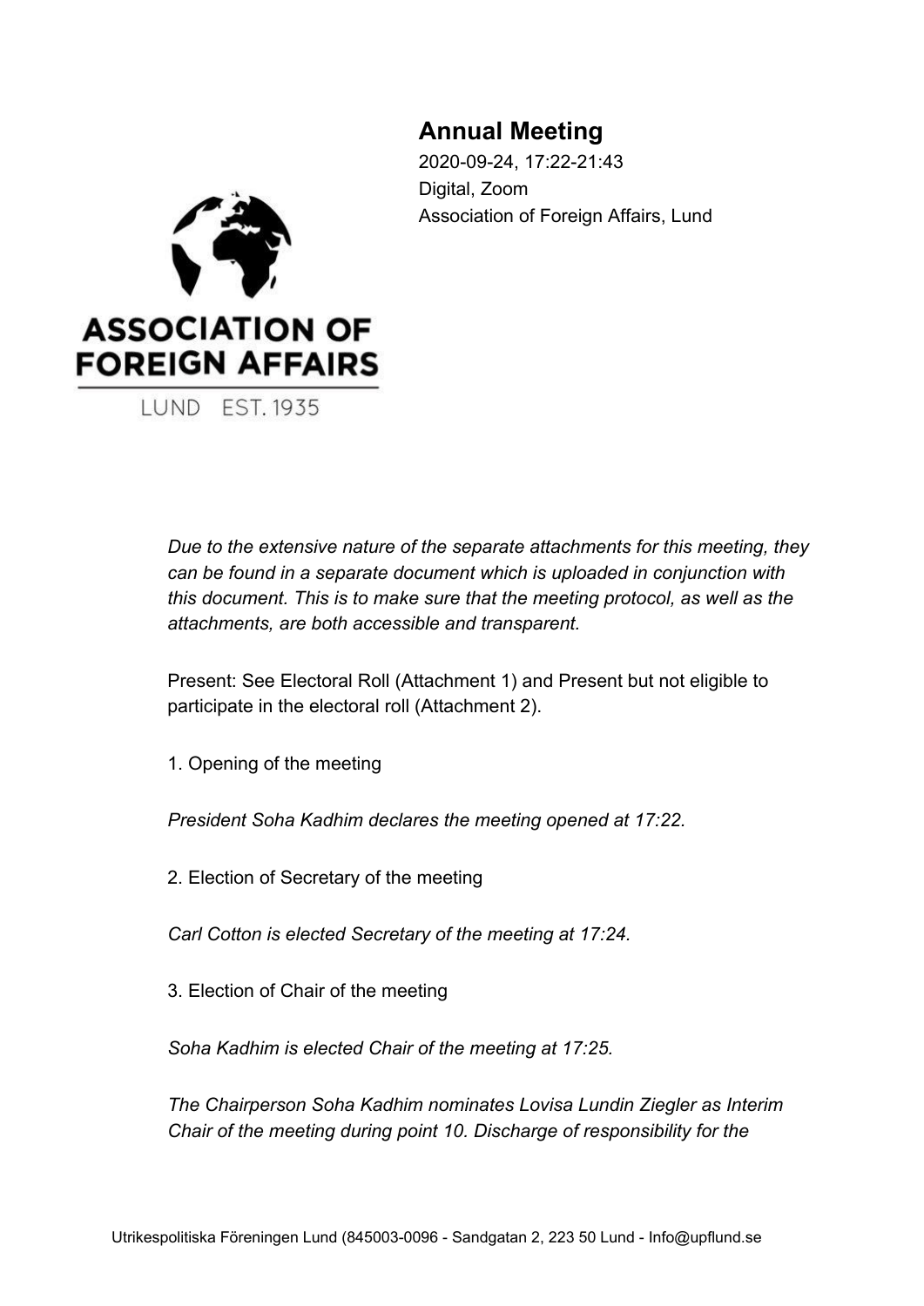# Annual Meeting

2020-09-24, 17:22-21:43
Digital, Zoom
Association of Foreign Affairs, Lund

ASSOCIATION OF FOREIGN AFFAIRS
LUND EST. 1935

*Due to the extensive nature of the separate attachments for this meeting, they can be found in a separate document which is uploaded in conjunction with this document. This is to make sure that the meeting protocol, as well as the attachments, are both accessible and transparent.*

Present: See Electoral Roll (Attachment 1) and Present but not eligible to participate in the electoral roll (Attachment 2).

1. Opening of the meeting

*President Soha Kadhim declares the meeting opened at 17:22.*

2. Election of Secretary of the meeting

*Carl Cotton is elected Secretary of the meeting at 17:24.*

3. Election of Chair of the meeting

*Soha Kadhim is elected Chair of the meeting at 17:25.*

*The Chairperson Soha Kadhim nominates Lovisa Lundin Ziegler as Interim Chair of the meeting during point 10. Discharge of responsibility for the*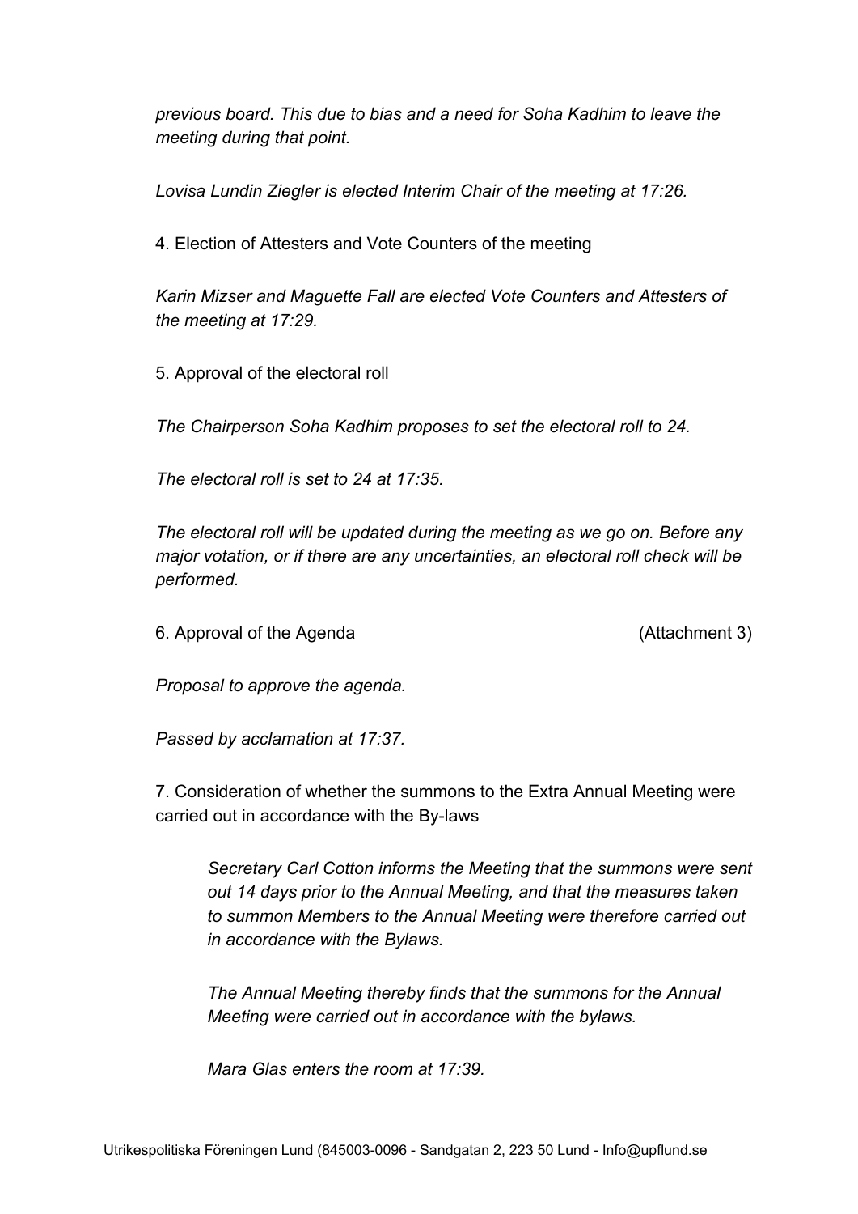*previous board. This due to bias and a need for Soha Kadhim to leave the meeting during that point.*

*Lovisa Lundin Ziegler is elected Interim Chair of the meeting at 17:26.*

4. Election of Attesters and Vote Counters of the meeting

*Karin Mizser and Maguette Fall are elected Vote Counters and Attesters of the meeting at 17:29.*

5. Approval of the electoral roll

*The Chairperson Soha Kadhim proposes to set the electoral roll to 24.*

*The electoral roll is set to 24 at 17:35.*

*The electoral roll will be updated during the meeting as we go on. Before any major votation, or if there are any uncertainties, an electoral roll check will be performed.*

6. Approval of the Agenda (Attachment 3)

*Proposal to approve the agenda.*

*Passed by acclamation at 17:37.*

7. Consideration of whether the summons to the Extra Annual Meeting were carried out in accordance with the By-laws

> *Secretary Carl Cotton informs the Meeting that the summons were sent out 14 days prior to the Annual Meeting, and that the measures taken to summon Members to the Annual Meeting were therefore carried out in accordance with the Bylaws.*
>
> *The Annual Meeting thereby finds that the summons for the Annual Meeting were carried out in accordance with the bylaws.*
>
> *Mara Glas enters the room at 17:39.*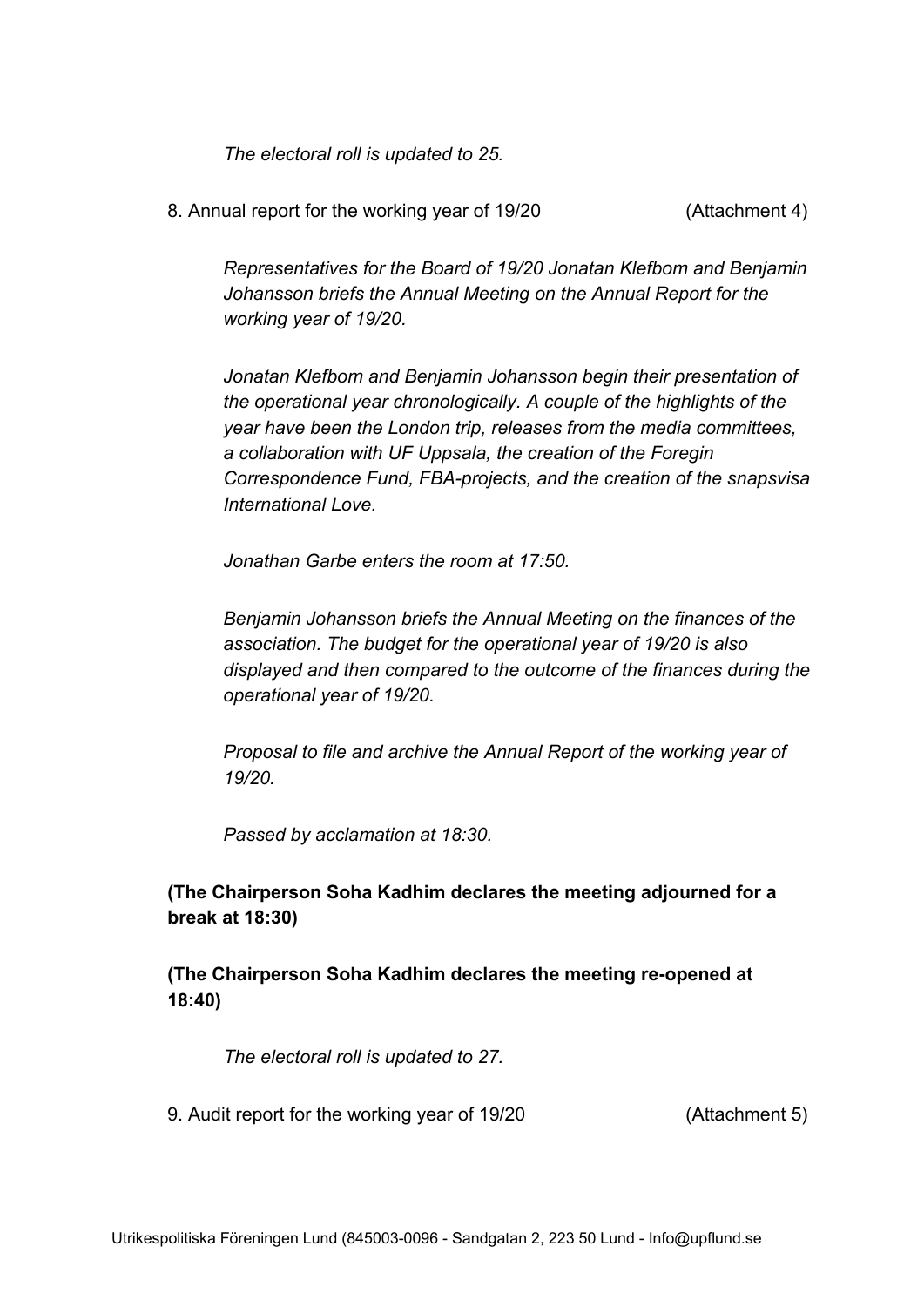*The electoral roll is updated to 25.*

8. Annual report for the working year of 19/20 (Attachment 4)

*Representatives for the Board of 19/20 Jonatan Klefbom and Benjamin Johansson briefs the Annual Meeting on the Annual Report for the working year of 19/20.*

*Jonatan Klefbom and Benjamin Johansson begin their presentation of the operational year chronologically. A couple of the highlights of the year have been the London trip, releases from the media committees, a collaboration with UF Uppsala, the creation of the Foregin Correspondence Fund, FBA-projects, and the creation of the snapsvisa International Love.*

*Jonathan Garbe enters the room at 17:50.*

*Benjamin Johansson briefs the Annual Meeting on the finances of the association. The budget for the operational year of 19/20 is also displayed and then compared to the outcome of the finances during the operational year of 19/20.*

*Proposal to file and archive the Annual Report of the working year of 19/20.*

*Passed by acclamation at 18:30.*

**(The Chairperson Soha Kadhim declares the meeting adjourned for a break at 18:30)**

**(The Chairperson Soha Kadhim declares the meeting re-opened at 18:40)**

*The electoral roll is updated to 27.*

9. Audit report for the working year of 19/20 (Attachment 5)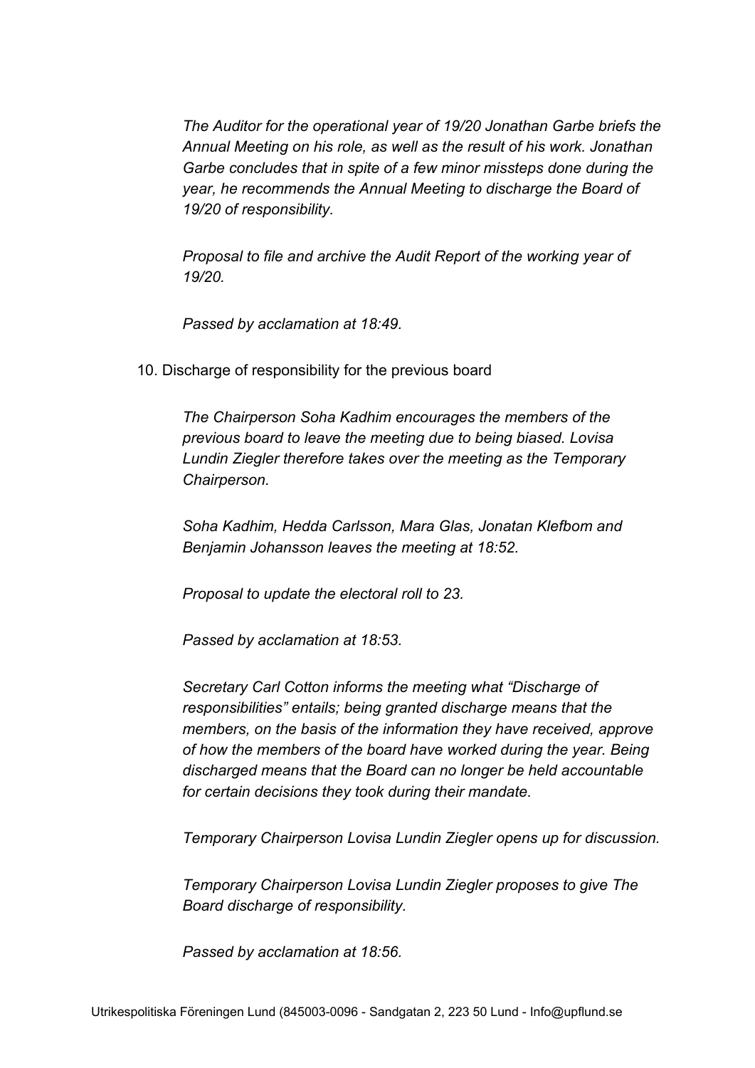*The Auditor for the operational year of 19/20 Jonathan Garbe briefs the Annual Meeting on his role, as well as the result of his work. Jonathan Garbe concludes that in spite of a few minor missteps done during the year, he recommends the Annual Meeting to discharge the Board of 19/20 of responsibility.*

*Proposal to file and archive the Audit Report of the working year of 19/20.*

*Passed by acclamation at 18:49.*

10. Discharge of responsibility for the previous board

*The Chairperson Soha Kadhim encourages the members of the previous board to leave the meeting due to being biased. Lovisa Lundin Ziegler therefore takes over the meeting as the Temporary Chairperson.*

*Soha Kadhim, Hedda Carlsson, Mara Glas, Jonatan Klefbom and Benjamin Johansson leaves the meeting at 18:52.*

*Proposal to update the electoral roll to 23.*

*Passed by acclamation at 18:53.*

*Secretary Carl Cotton informs the meeting what "Discharge of responsibilities" entails; being granted discharge means that the members, on the basis of the information they have received, approve of how the members of the board have worked during the year. Being discharged means that the Board can no longer be held accountable for certain decisions they took during their mandate.*

*Temporary Chairperson Lovisa Lundin Ziegler opens up for discussion.*

*Temporary Chairperson Lovisa Lundin Ziegler proposes to give The Board discharge of responsibility.*

*Passed by acclamation at 18:56.*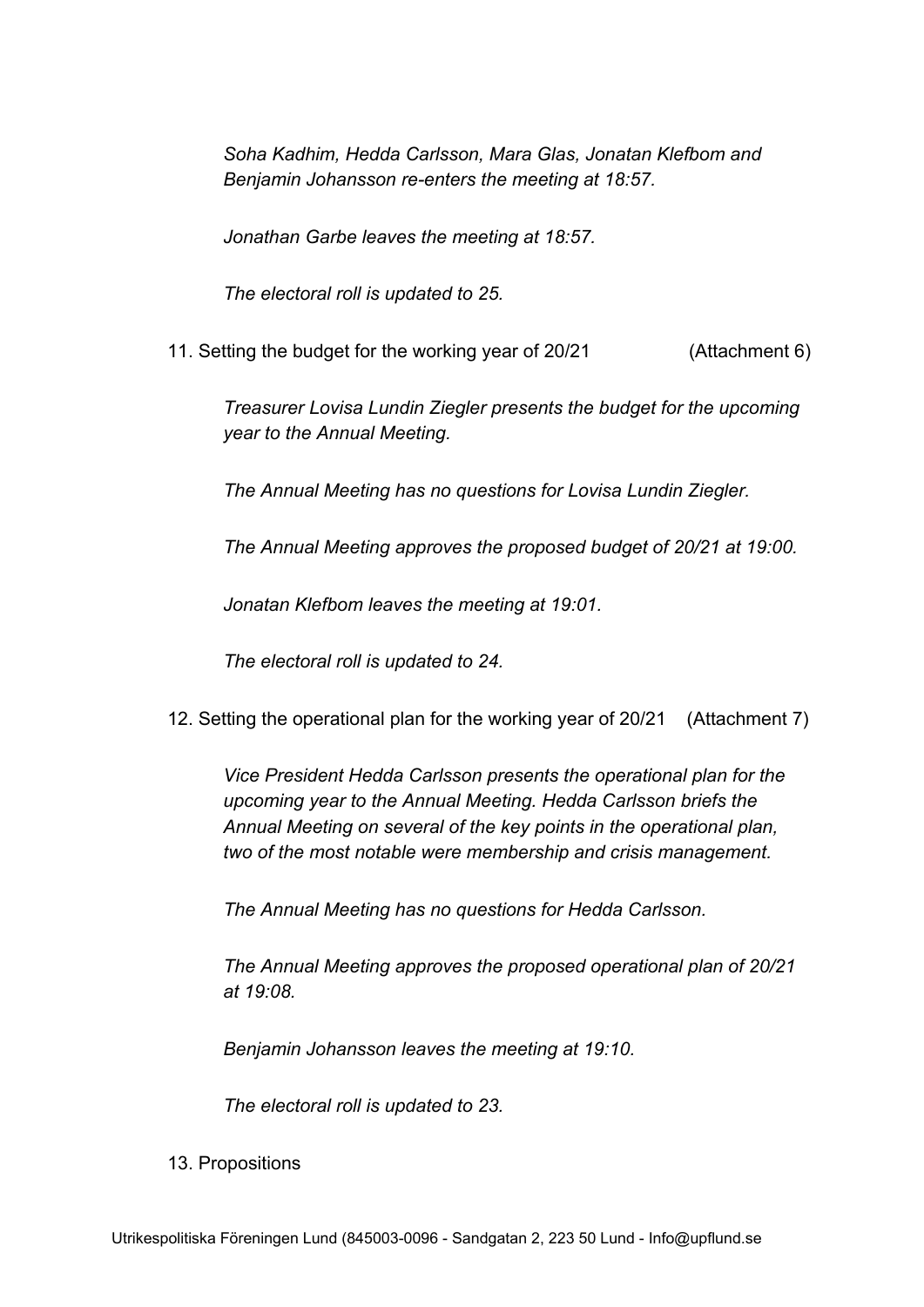*Soha Kadhim, Hedda Carlsson, Mara Glas, Jonatan Klefbom and Benjamin Johansson re-enters the meeting at 18:57.*

*Jonathan Garbe leaves the meeting at 18:57.*

*The electoral roll is updated to 25.*

11. Setting the budget for the working year of 20/21 (Attachment 6)

*Treasurer Lovisa Lundin Ziegler presents the budget for the upcoming year to the Annual Meeting.*

*The Annual Meeting has no questions for Lovisa Lundin Ziegler.*

*The Annual Meeting approves the proposed budget of 20/21 at 19:00.*

*Jonatan Klefbom leaves the meeting at 19:01.*

*The electoral roll is updated to 24.*

12. Setting the operational plan for the working year of 20/21 (Attachment 7)

*Vice President Hedda Carlsson presents the operational plan for the upcoming year to the Annual Meeting. Hedda Carlsson briefs the Annual Meeting on several of the key points in the operational plan, two of the most notable were membership and crisis management.*

*The Annual Meeting has no questions for Hedda Carlsson.*

*The Annual Meeting approves the proposed operational plan of 20/21 at 19:08.*

*Benjamin Johansson leaves the meeting at 19:10.*

*The electoral roll is updated to 23.*

13. Propositions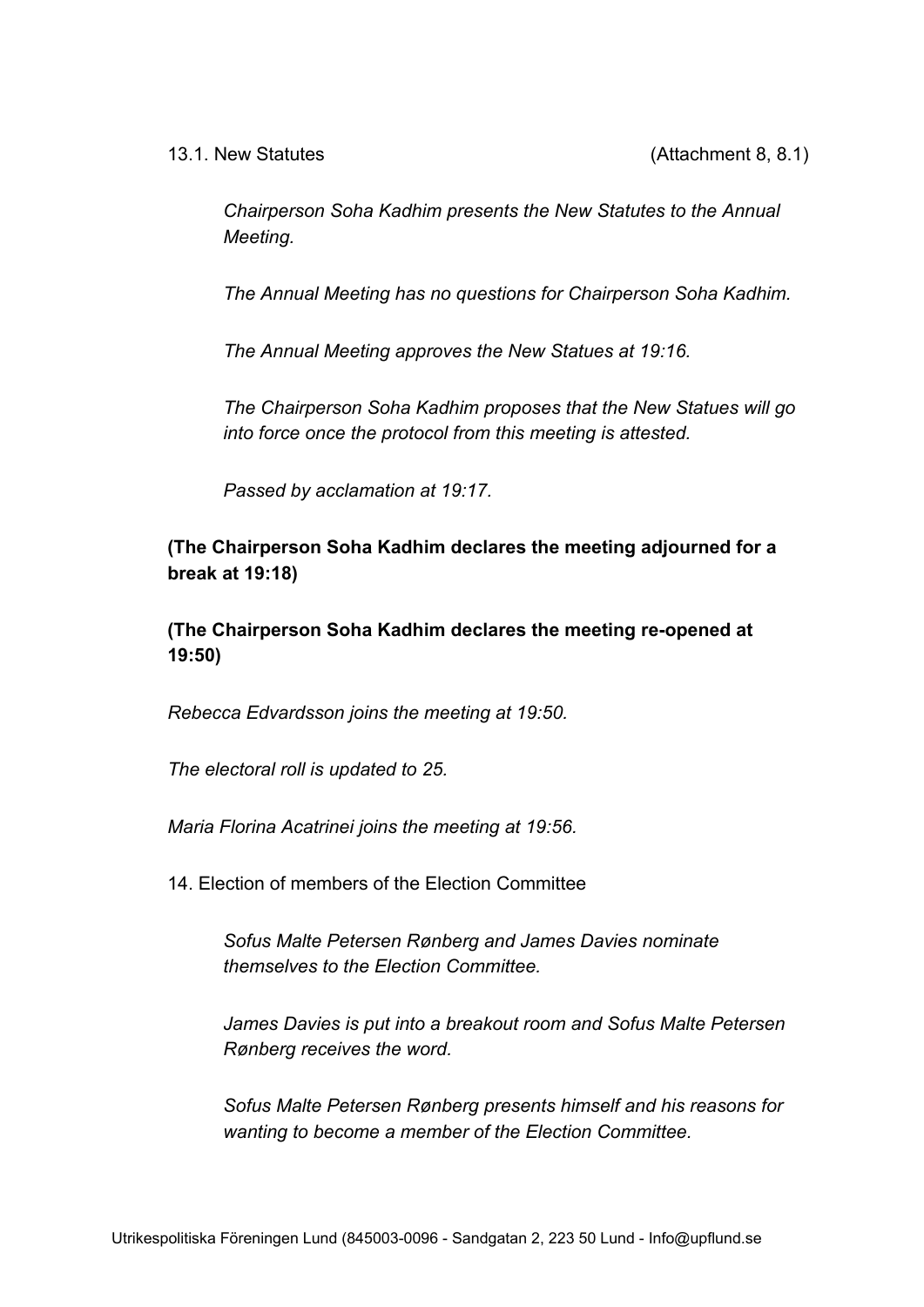13.1. New Statutes (Attachment 8, 8.1)

*Chairperson Soha Kadhim presents the New Statutes to the Annual Meeting.*

*The Annual Meeting has no questions for Chairperson Soha Kadhim.*

*The Annual Meeting approves the New Statues at 19:16.*

*The Chairperson Soha Kadhim proposes that the New Statues will go into force once the protocol from this meeting is attested.*

*Passed by acclamation at 19:17.*

**(The Chairperson Soha Kadhim declares the meeting adjourned for a break at 19:18)**

**(The Chairperson Soha Kadhim declares the meeting re-opened at 19:50)**

*Rebecca Edvardsson joins the meeting at 19:50.*

*The electoral roll is updated to 25.*

*Maria Florina Acatrinei joins the meeting at 19:56.*

14. Election of members of the Election Committee

*Sofus Malte Petersen Rønberg and James Davies nominate themselves to the Election Committee.*

*James Davies is put into a breakout room and Sofus Malte Petersen Rønberg receives the word.*

*Sofus Malte Petersen Rønberg presents himself and his reasons for wanting to become a member of the Election Committee.*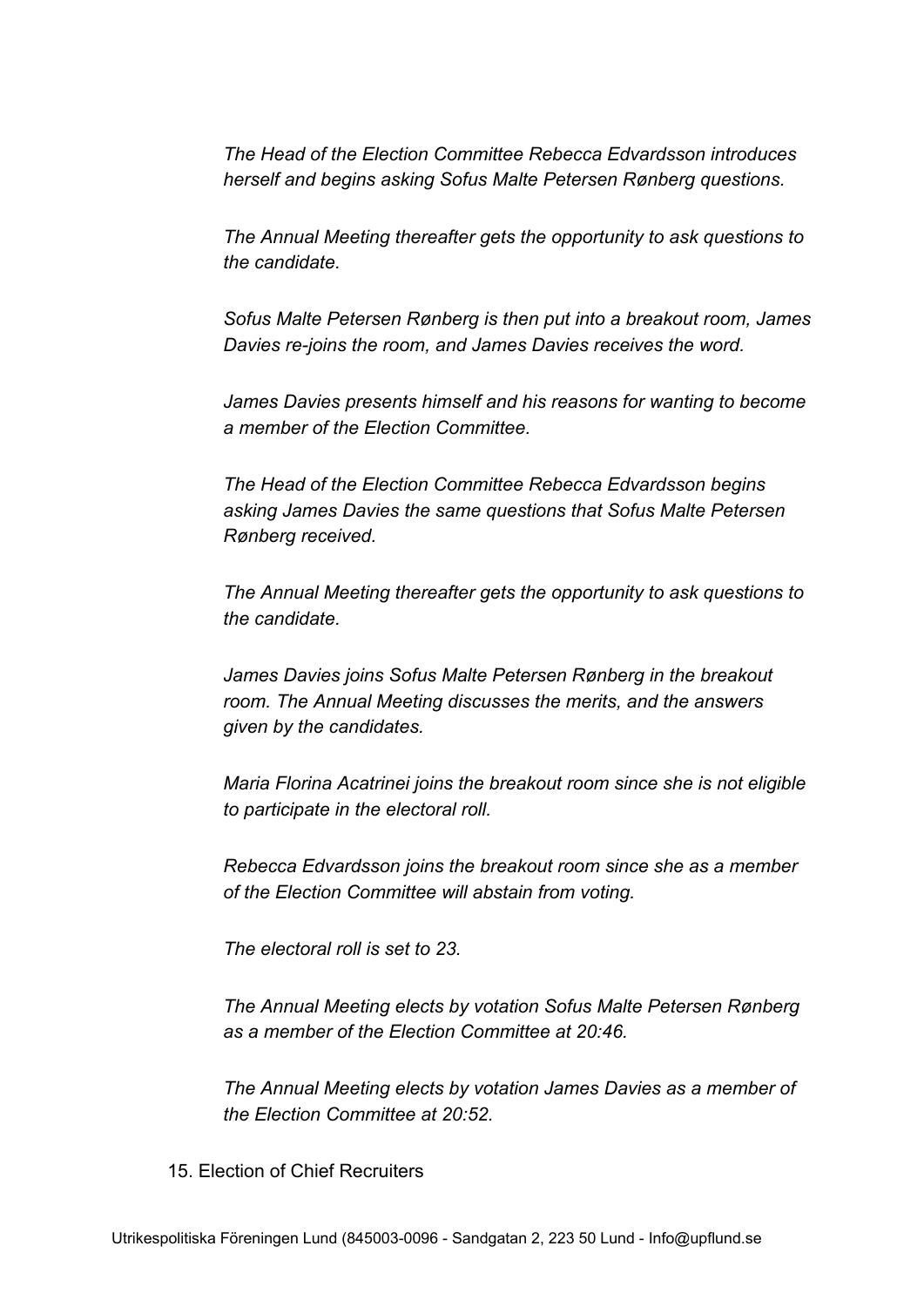*The Head of the Election Committee Rebecca Edvardsson introduces herself and begins asking Sofus Malte Petersen Rønberg questions.*

*The Annual Meeting thereafter gets the opportunity to ask questions to the candidate.*

*Sofus Malte Petersen Rønberg is then put into a breakout room, James Davies re-joins the room, and James Davies receives the word.*

*James Davies presents himself and his reasons for wanting to become a member of the Election Committee.*

*The Head of the Election Committee Rebecca Edvardsson begins asking James Davies the same questions that Sofus Malte Petersen Rønberg received.*

*The Annual Meeting thereafter gets the opportunity to ask questions to the candidate.*

*James Davies joins Sofus Malte Petersen Rønberg in the breakout room. The Annual Meeting discusses the merits, and the answers given by the candidates.*

*Maria Florina Acatrinei joins the breakout room since she is not eligible to participate in the electoral roll.*

*Rebecca Edvardsson joins the breakout room since she as a member of the Election Committee will abstain from voting.*

*The electoral roll is set to 23.*

*The Annual Meeting elects by votation Sofus Malte Petersen Rønberg as a member of the Election Committee at 20:46.*

*The Annual Meeting elects by votation James Davies as a member of the Election Committee at 20:52.*

15. Election of Chief Recruiters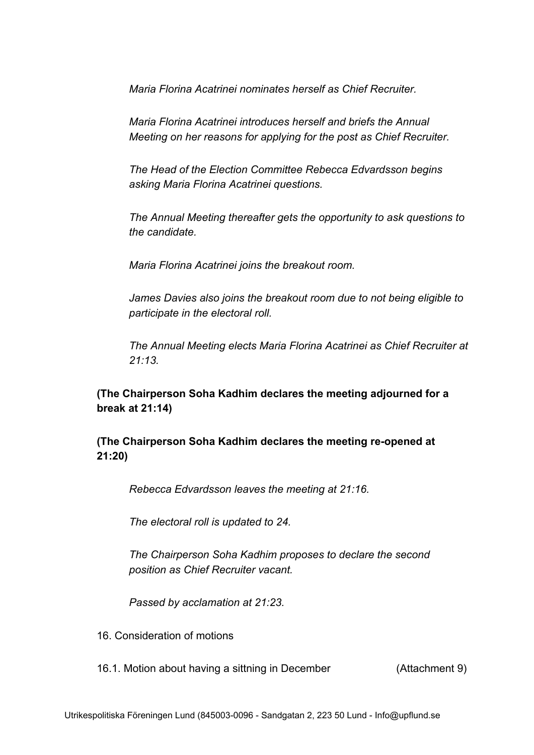*Maria Florina Acatrinei nominates herself as Chief Recruiter.*

*Maria Florina Acatrinei introduces herself and briefs the Annual Meeting on her reasons for applying for the post as Chief Recruiter.*

*The Head of the Election Committee Rebecca Edvardsson begins asking Maria Florina Acatrinei questions.*

*The Annual Meeting thereafter gets the opportunity to ask questions to the candidate.*

*Maria Florina Acatrinei joins the breakout room.*

*James Davies also joins the breakout room due to not being eligible to participate in the electoral roll.*

*The Annual Meeting elects Maria Florina Acatrinei as Chief Recruiter at 21:13.*

**(The Chairperson Soha Kadhim declares the meeting adjourned for a break at 21:14)**

**(The Chairperson Soha Kadhim declares the meeting re-opened at 21:20)**

*Rebecca Edvardsson leaves the meeting at 21:16.*

*The electoral roll is updated to 24.*

*The Chairperson Soha Kadhim proposes to declare the second position as Chief Recruiter vacant.*

*Passed by acclamation at 21:23.*

16. Consideration of motions

16.1. Motion about having a sittning in December (Attachment 9)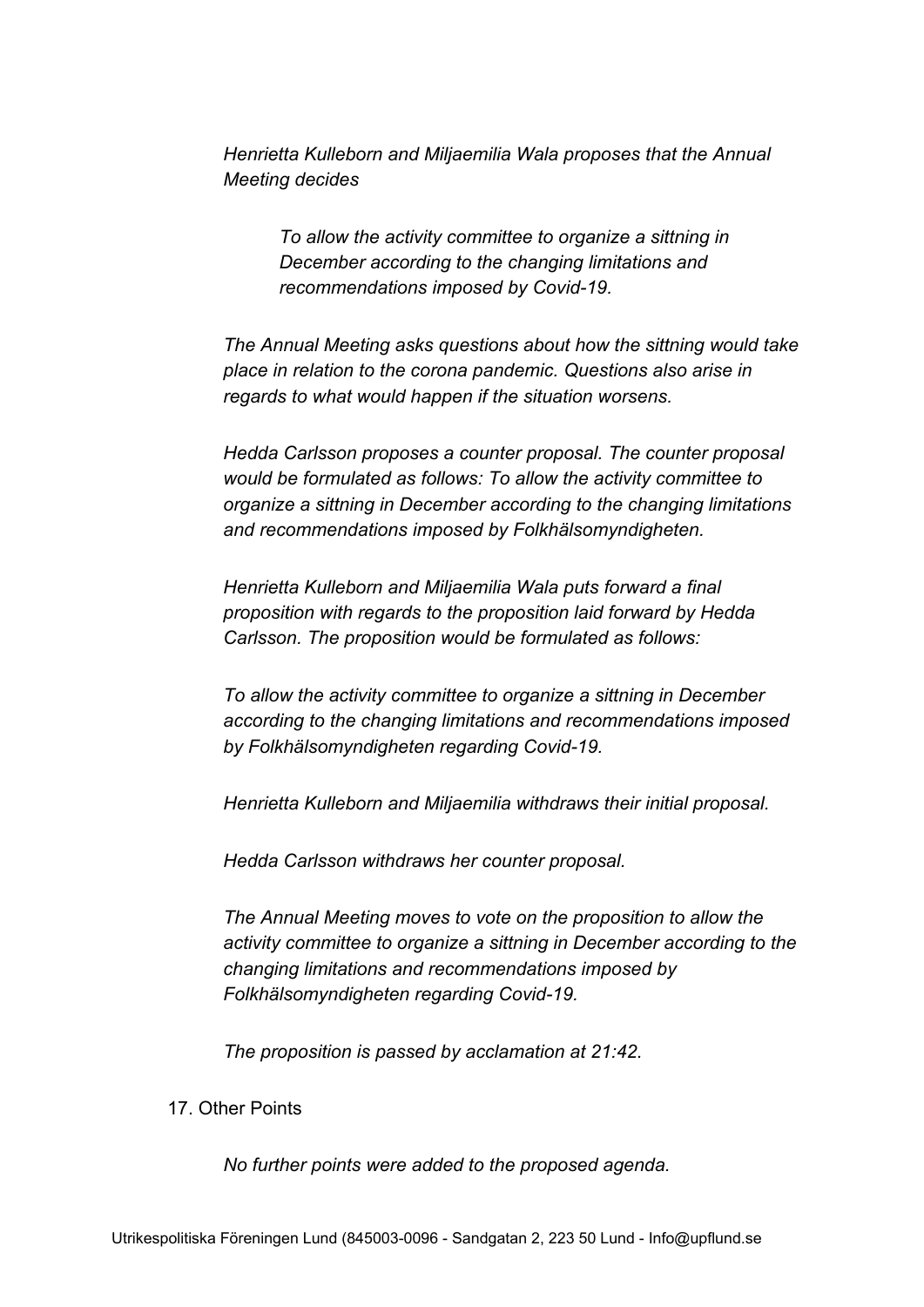*Henrietta Kulleborn and Miljaemilia Wala proposes that the Annual Meeting decides*

> *To allow the activity committee to organize a sittning in December according to the changing limitations and recommendations imposed by Covid-19.*

*The Annual Meeting asks questions about how the sittning would take place in relation to the corona pandemic. Questions also arise in regards to what would happen if the situation worsens.*

*Hedda Carlsson proposes a counter proposal. The counter proposal would be formulated as follows: To allow the activity committee to organize a sittning in December according to the changing limitations and recommendations imposed by Folkhälsomyndigheten.*

*Henrietta Kulleborn and Miljaemilia Wala puts forward a final proposition with regards to the proposition laid forward by Hedda Carlsson. The proposition would be formulated as follows:*

*To allow the activity committee to organize a sittning in December according to the changing limitations and recommendations imposed by Folkhälsomyndigheten regarding Covid-19.*

*Henrietta Kulleborn and Miljaemilia withdraws their initial proposal.*

*Hedda Carlsson withdraws her counter proposal.*

*The Annual Meeting moves to vote on the proposition to allow the activity committee to organize a sittning in December according to the changing limitations and recommendations imposed by Folkhälsomyndigheten regarding Covid-19.*

*The proposition is passed by acclamation at 21:42.*

17. Other Points

*No further points were added to the proposed agenda.*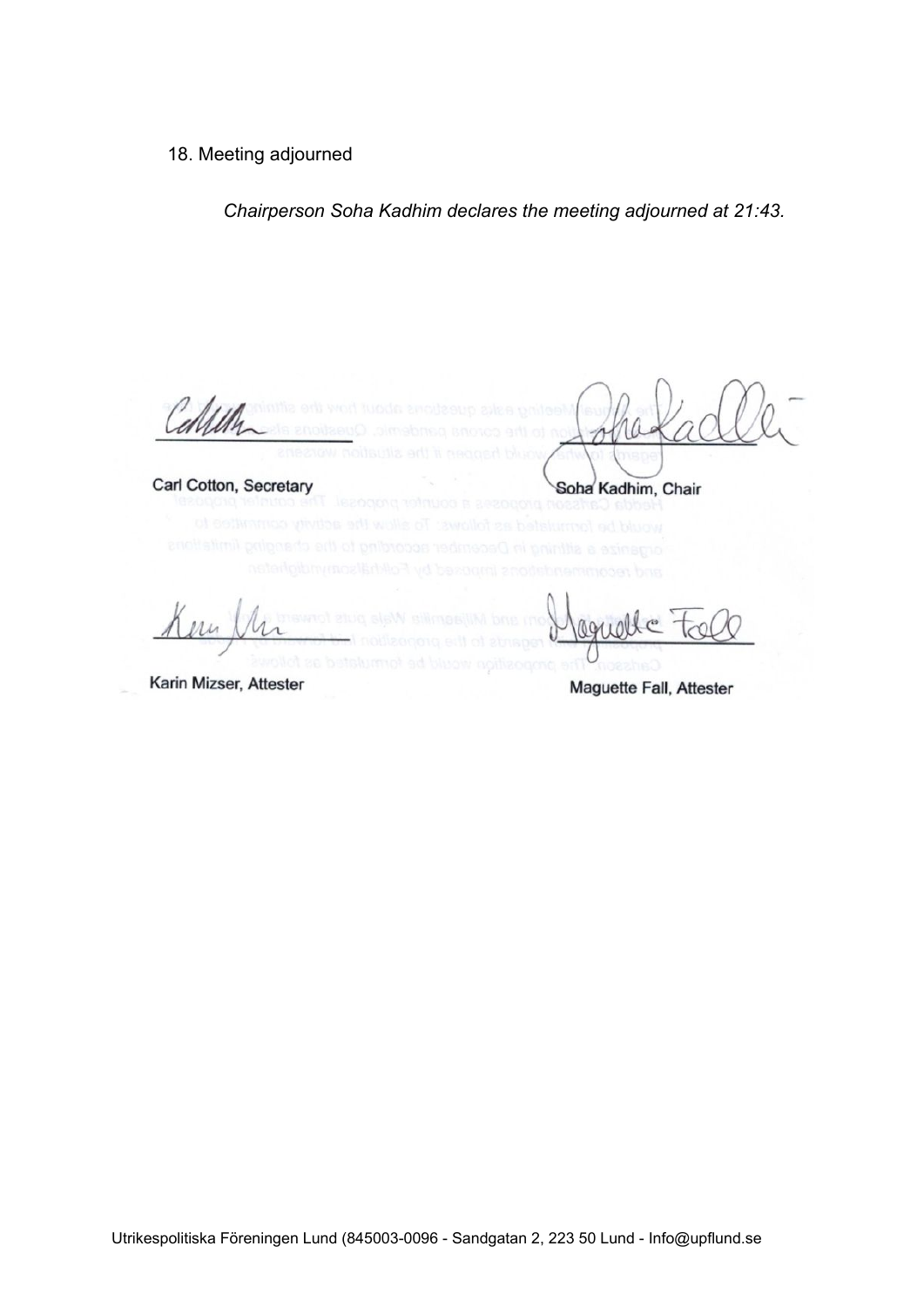18. Meeting adjourned

*Chairperson Soha Kadhim declares the meeting adjourned at 21:43.*

Carl Cotton, Secretary

Soha Kadhim, Chair

Karin Mizser, Attester

Maguette Fall, Attester